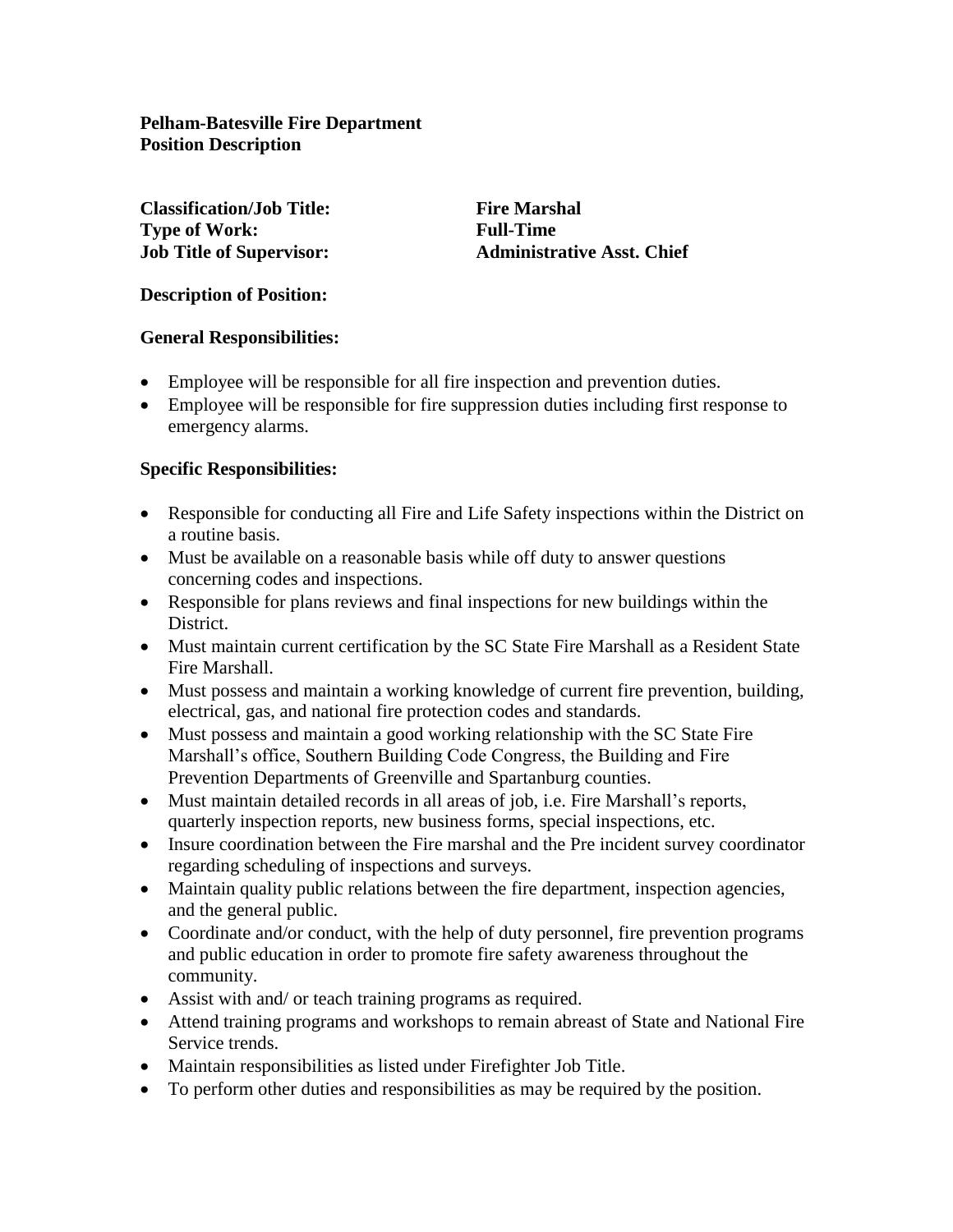**Pelham-Batesville Fire Department**
**Position Description**

**Classification/Job Title:** **Fire Marshal**
**Type of Work:** **Full-Time**
**Job Title of Supervisor:** **Administrative Asst. Chief**

**Description of Position:**

**General Responsibilities:**

- Employee will be responsible for all fire inspection and prevention duties.
- Employee will be responsible for fire suppression duties including first response to emergency alarms.

**Specific Responsibilities:**

- Responsible for conducting all Fire and Life Safety inspections within the District on a routine basis.
- Must be available on a reasonable basis while off duty to answer questions concerning codes and inspections.
- Responsible for plans reviews and final inspections for new buildings within the District.
- Must maintain current certification by the SC State Fire Marshall as a Resident State Fire Marshall.
- Must possess and maintain a working knowledge of current fire prevention, building, electrical, gas, and national fire protection codes and standards.
- Must possess and maintain a good working relationship with the SC State Fire Marshall's office, Southern Building Code Congress, the Building and Fire Prevention Departments of Greenville and Spartanburg counties.
- Must maintain detailed records in all areas of job, i.e. Fire Marshall's reports, quarterly inspection reports, new business forms, special inspections, etc.
- Insure coordination between the Fire marshal and the Pre incident survey coordinator regarding scheduling of inspections and surveys.
- Maintain quality public relations between the fire department, inspection agencies, and the general public.
- Coordinate and/or conduct, with the help of duty personnel, fire prevention programs and public education in order to promote fire safety awareness throughout the community.
- Assist with and/ or teach training programs as required.
- Attend training programs and workshops to remain abreast of State and National Fire Service trends.
- Maintain responsibilities as listed under Firefighter Job Title.
- To perform other duties and responsibilities as may be required by the position.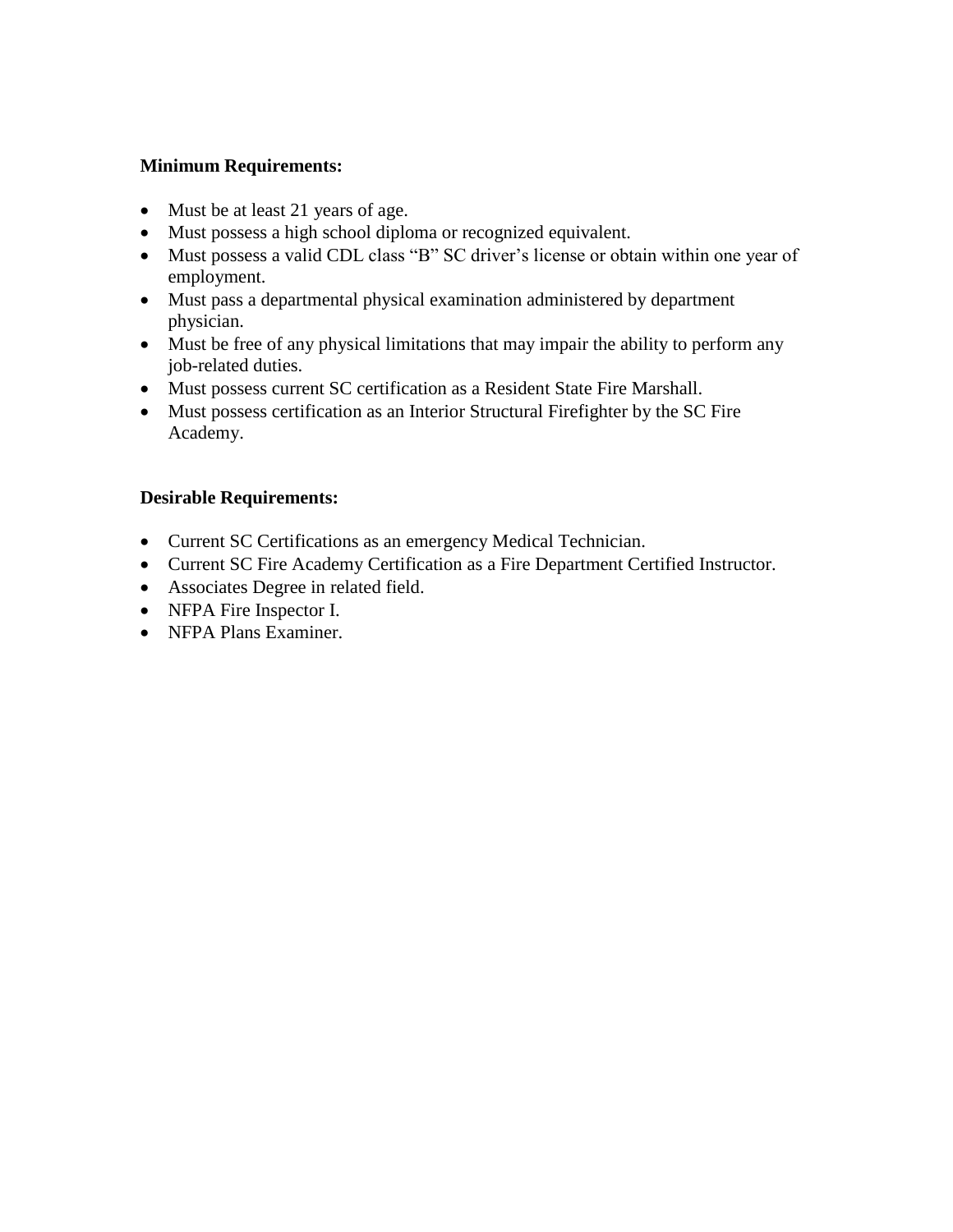**Minimum Requirements:**

- Must be at least 21 years of age.
- Must possess a high school diploma or recognized equivalent.
- Must possess a valid CDL class “B” SC driver’s license or obtain within one year of employment.
- Must pass a departmental physical examination administered by department physician.
- Must be free of any physical limitations that may impair the ability to perform any job-related duties.
- Must possess current SC certification as a Resident State Fire Marshall.
- Must possess certification as an Interior Structural Firefighter by the SC Fire Academy.

**Desirable Requirements:**

- Current SC Certifications as an emergency Medical Technician.
- Current SC Fire Academy Certification as a Fire Department Certified Instructor.
- Associates Degree in related field.
- NFPA Fire Inspector I.
- NFPA Plans Examiner.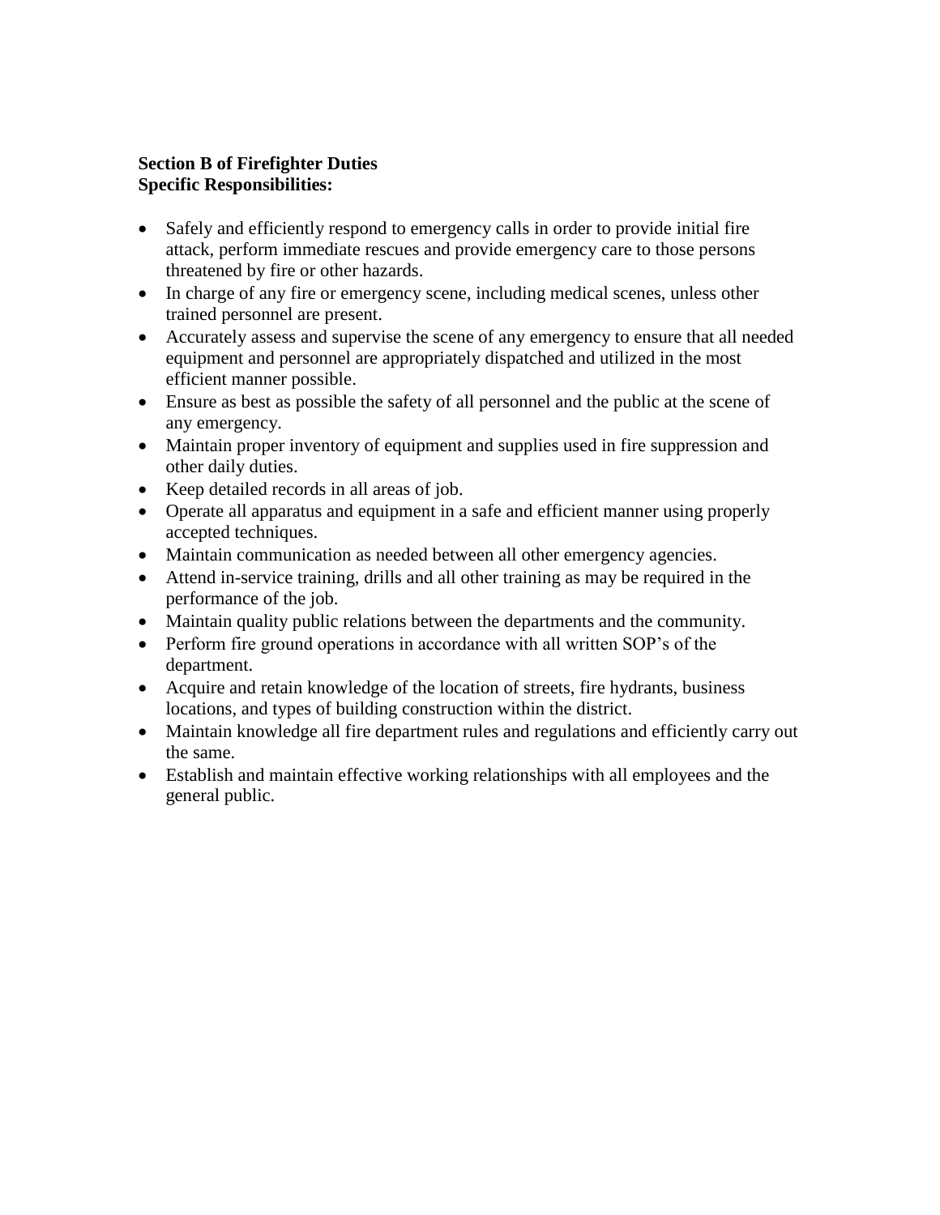**Section B of Firefighter Duties**
**Specific Responsibilities:**

- Safely and efficiently respond to emergency calls in order to provide initial fire attack, perform immediate rescues and provide emergency care to those persons threatened by fire or other hazards.
- In charge of any fire or emergency scene, including medical scenes, unless other trained personnel are present.
- Accurately assess and supervise the scene of any emergency to ensure that all needed equipment and personnel are appropriately dispatched and utilized in the most efficient manner possible.
- Ensure as best as possible the safety of all personnel and the public at the scene of any emergency.
- Maintain proper inventory of equipment and supplies used in fire suppression and other daily duties.
- Keep detailed records in all areas of job.
- Operate all apparatus and equipment in a safe and efficient manner using properly accepted techniques.
- Maintain communication as needed between all other emergency agencies.
- Attend in-service training, drills and all other training as may be required in the performance of the job.
- Maintain quality public relations between the departments and the community.
- Perform fire ground operations in accordance with all written SOP's of the department.
- Acquire and retain knowledge of the location of streets, fire hydrants, business locations, and types of building construction within the district.
- Maintain knowledge all fire department rules and regulations and efficiently carry out the same.
- Establish and maintain effective working relationships with all employees and the general public.